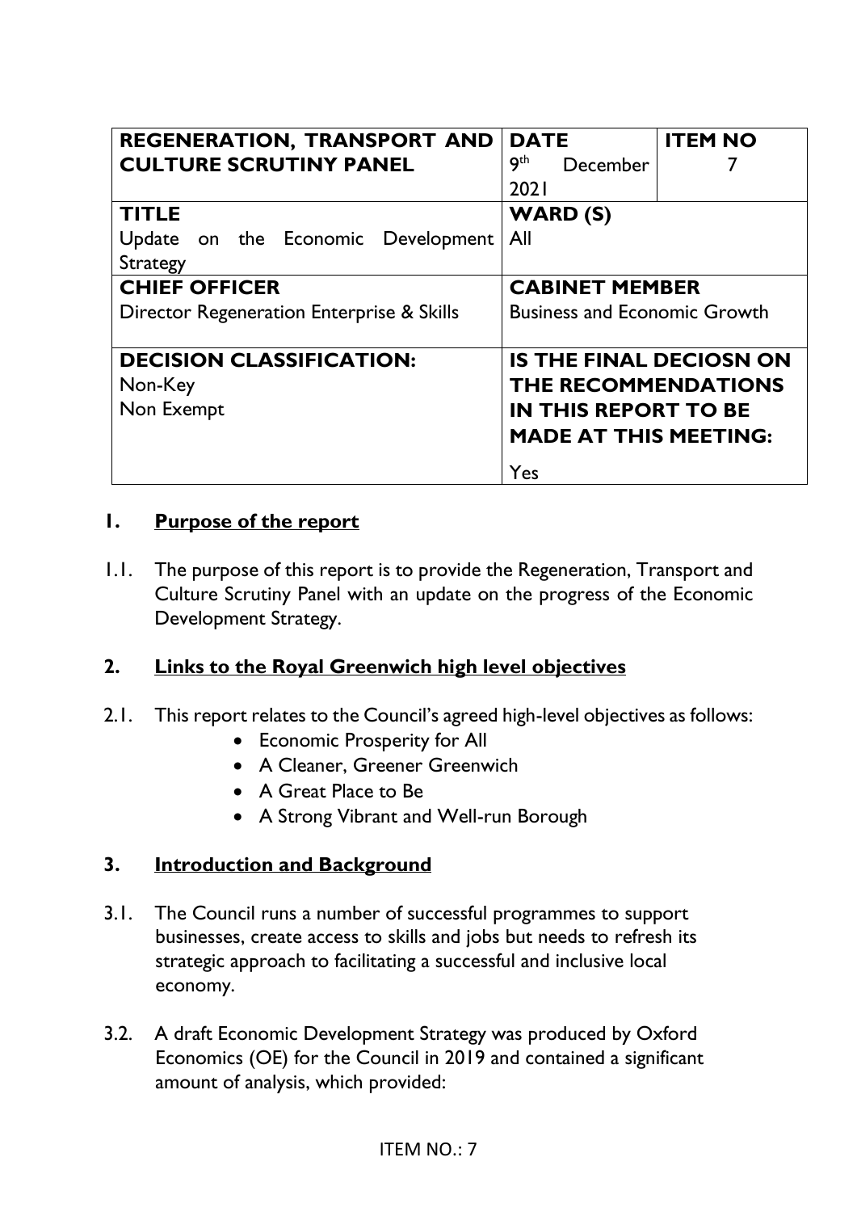| REGENERATION, TRANSPORT AND CULTURE SCRUTINY PANEL | DATE<br>9th December 2021 | ITEM NO<br>7 |
|---|---|---|
| **TITLE**<br>Update on the Economic Development Strategy | **WARD (S)**<br>All | |
| **CHIEF OFFICER**<br>Director Regeneration Enterprise & Skills | **CABINET MEMBER**<br>Business and Economic Growth | |
| **DECISION CLASSIFICATION:**<br>Non-Key<br>Non Exempt | **IS THE FINAL DECIOSN ON THE RECOMMENDATIONS IN THIS REPORT TO BE MADE AT THIS MEETING:**<br>Yes | |

## 1. Purpose of the report

1.1. The purpose of this report is to provide the Regeneration, Transport and Culture Scrutiny Panel with an update on the progress of the Economic Development Strategy.

## 2. Links to the Royal Greenwich high level objectives

2.1. This report relates to the Council's agreed high-level objectives as follows:

- Economic Prosperity for All
- A Cleaner, Greener Greenwich
- A Great Place to Be
- A Strong Vibrant and Well-run Borough

## 3. Introduction and Background

3.1. The Council runs a number of successful programmes to support businesses, create access to skills and jobs but needs to refresh its strategic approach to facilitating a successful and inclusive local economy.

3.2. A draft Economic Development Strategy was produced by Oxford Economics (OE) for the Council in 2019 and contained a significant amount of analysis, which provided: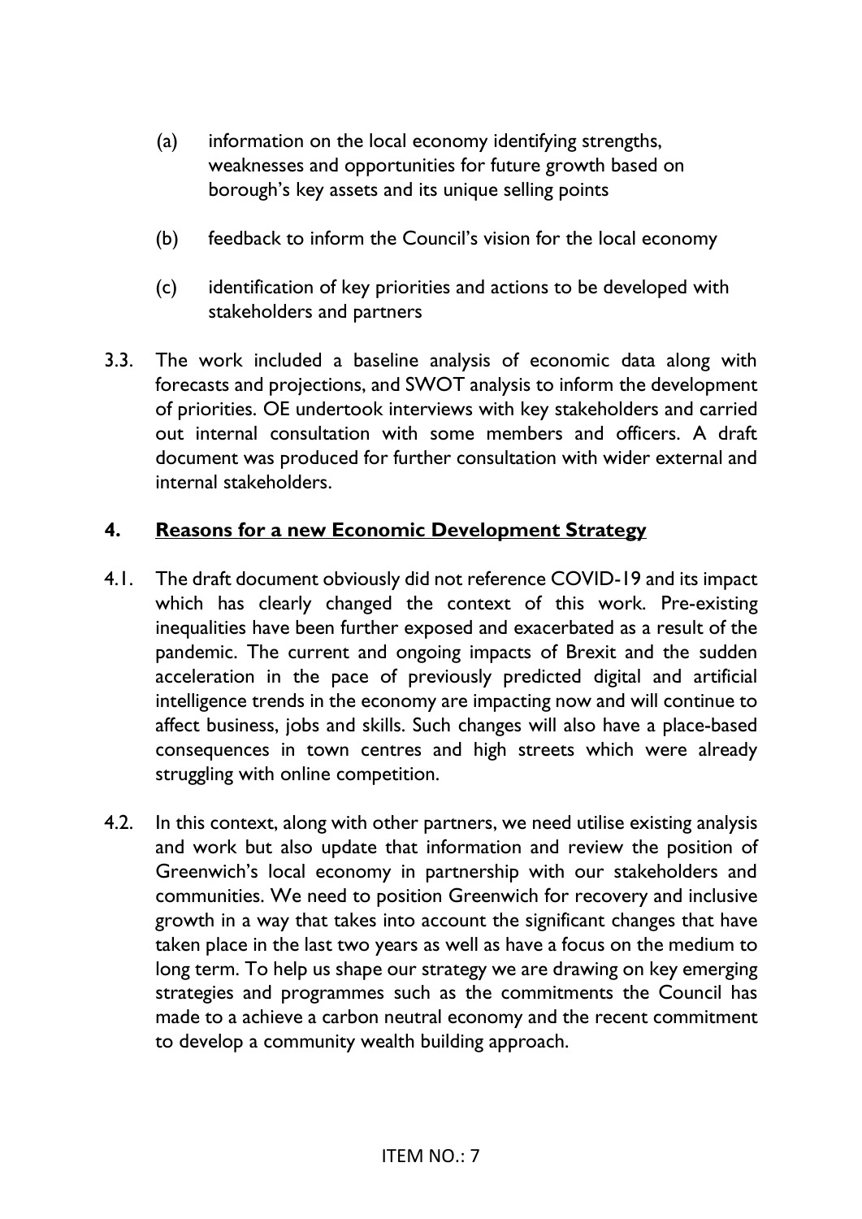(a) information on the local economy identifying strengths, weaknesses and opportunities for future growth based on borough's key assets and its unique selling points

(b) feedback to inform the Council's vision for the local economy

(c) identification of key priorities and actions to be developed with stakeholders and partners

3.3. The work included a baseline analysis of economic data along with forecasts and projections, and SWOT analysis to inform the development of priorities. OE undertook interviews with key stakeholders and carried out internal consultation with some members and officers. A draft document was produced for further consultation with wider external and internal stakeholders.

## 4. Reasons for a new Economic Development Strategy

4.1. The draft document obviously did not reference COVID-19 and its impact which has clearly changed the context of this work. Pre-existing inequalities have been further exposed and exacerbated as a result of the pandemic. The current and ongoing impacts of Brexit and the sudden acceleration in the pace of previously predicted digital and artificial intelligence trends in the economy are impacting now and will continue to affect business, jobs and skills. Such changes will also have a place-based consequences in town centres and high streets which were already struggling with online competition.

4.2. In this context, along with other partners, we need utilise existing analysis and work but also update that information and review the position of Greenwich's local economy in partnership with our stakeholders and communities. We need to position Greenwich for recovery and inclusive growth in a way that takes into account the significant changes that have taken place in the last two years as well as have a focus on the medium to long term. To help us shape our strategy we are drawing on key emerging strategies and programmes such as the commitments the Council has made to a achieve a carbon neutral economy and the recent commitment to develop a community wealth building approach.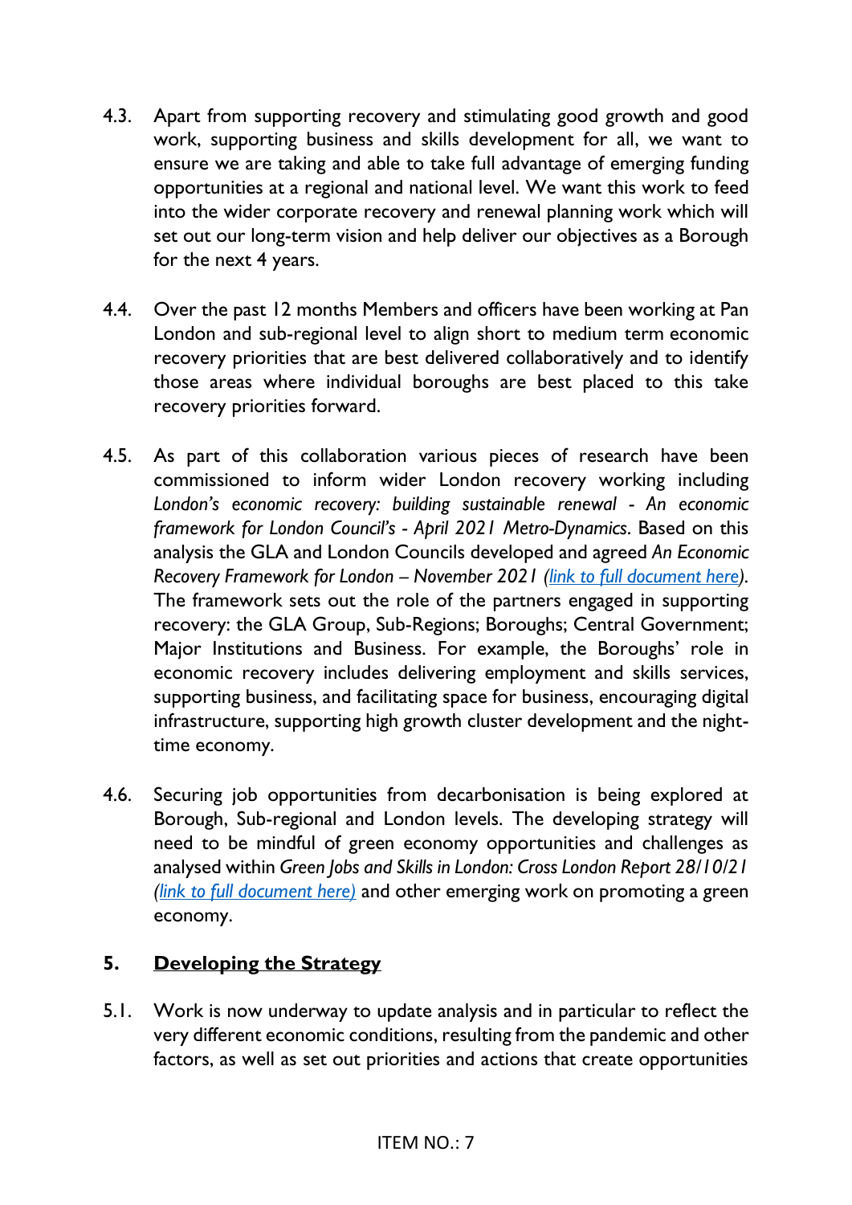4.3. Apart from supporting recovery and stimulating good growth and good work, supporting business and skills development for all, we want to ensure we are taking and able to take full advantage of emerging funding opportunities at a regional and national level. We want this work to feed into the wider corporate recovery and renewal planning work which will set out our long-term vision and help deliver our objectives as a Borough for the next 4 years.

4.4. Over the past 12 months Members and officers have been working at Pan London and sub-regional level to align short to medium term economic recovery priorities that are best delivered collaboratively and to identify those areas where individual boroughs are best placed to this take recovery priorities forward.

4.5. As part of this collaboration various pieces of research have been commissioned to inform wider London recovery working including *London's economic recovery: building sustainable renewal - An economic framework for London Council's - April 2021 Metro-Dynamics*. Based on this analysis the GLA and London Councils developed and agreed *An Economic Recovery Framework for London – November 2021 (link to full document here)*. The framework sets out the role of the partners engaged in supporting recovery: the GLA Group, Sub-Regions; Boroughs; Central Government; Major Institutions and Business. For example, the Boroughs' role in economic recovery includes delivering employment and skills services, supporting business, and facilitating space for business, encouraging digital infrastructure, supporting high growth cluster development and the night-time economy.

4.6. Securing job opportunities from decarbonisation is being explored at Borough, Sub-regional and London levels. The developing strategy will need to be mindful of green economy opportunities and challenges as analysed within *Green Jobs and Skills in London: Cross London Report 28/10/21 (link to full document here)* and other emerging work on promoting a green economy.

## 5. Developing the Strategy

5.1. Work is now underway to update analysis and in particular to reflect the very different economic conditions, resulting from the pandemic and other factors, as well as set out priorities and actions that create opportunities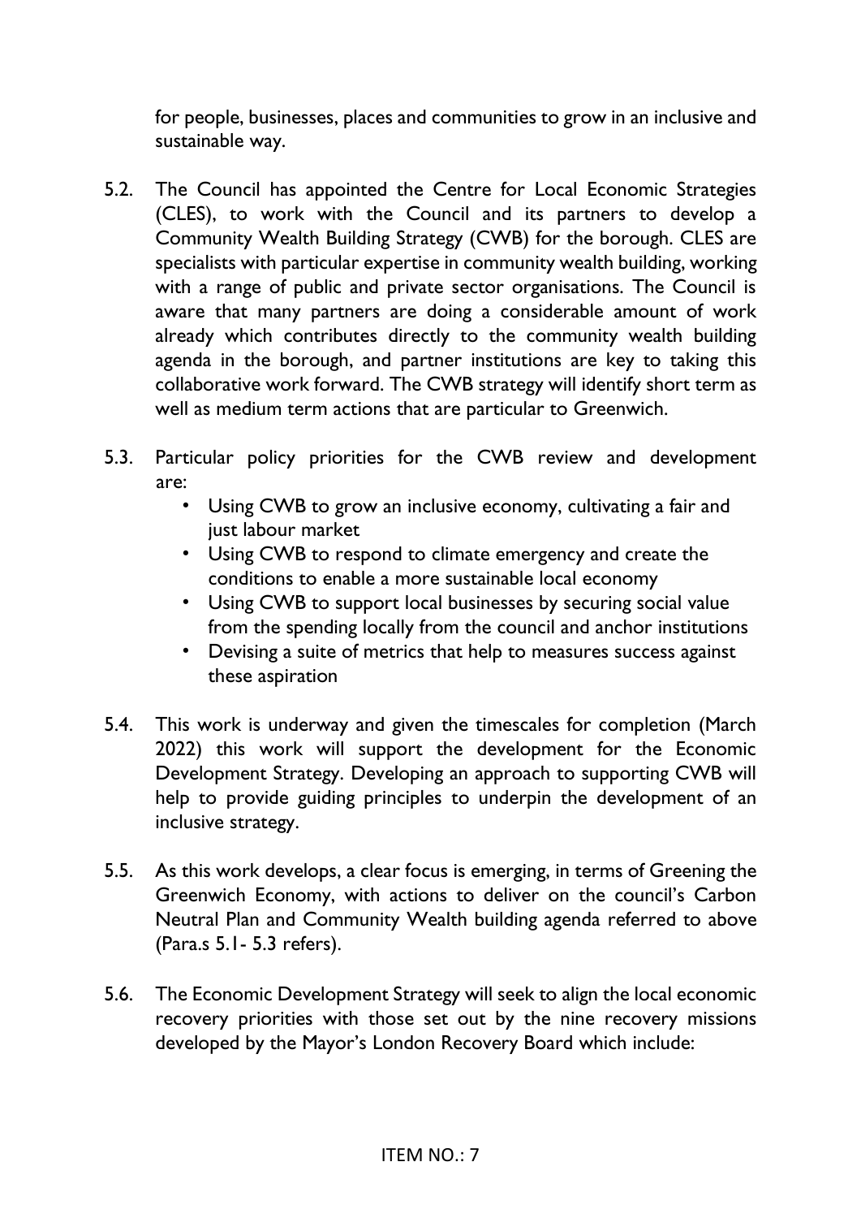for people, businesses, places and communities to grow in an inclusive and sustainable way.

5.2. The Council has appointed the Centre for Local Economic Strategies (CLES), to work with the Council and its partners to develop a Community Wealth Building Strategy (CWB) for the borough. CLES are specialists with particular expertise in community wealth building, working with a range of public and private sector organisations. The Council is aware that many partners are doing a considerable amount of work already which contributes directly to the community wealth building agenda in the borough, and partner institutions are key to taking this collaborative work forward. The CWB strategy will identify short term as well as medium term actions that are particular to Greenwich.

5.3. Particular policy priorities for the CWB review and development are:

- Using CWB to grow an inclusive economy, cultivating a fair and just labour market
- Using CWB to respond to climate emergency and create the conditions to enable a more sustainable local economy
- Using CWB to support local businesses by securing social value from the spending locally from the council and anchor institutions
- Devising a suite of metrics that help to measures success against these aspiration

5.4. This work is underway and given the timescales for completion (March 2022) this work will support the development for the Economic Development Strategy. Developing an approach to supporting CWB will help to provide guiding principles to underpin the development of an inclusive strategy.

5.5. As this work develops, a clear focus is emerging, in terms of Greening the Greenwich Economy, with actions to deliver on the council's Carbon Neutral Plan and Community Wealth building agenda referred to above (Para.s 5.1- 5.3 refers).

5.6. The Economic Development Strategy will seek to align the local economic recovery priorities with those set out by the nine recovery missions developed by the Mayor's London Recovery Board which include: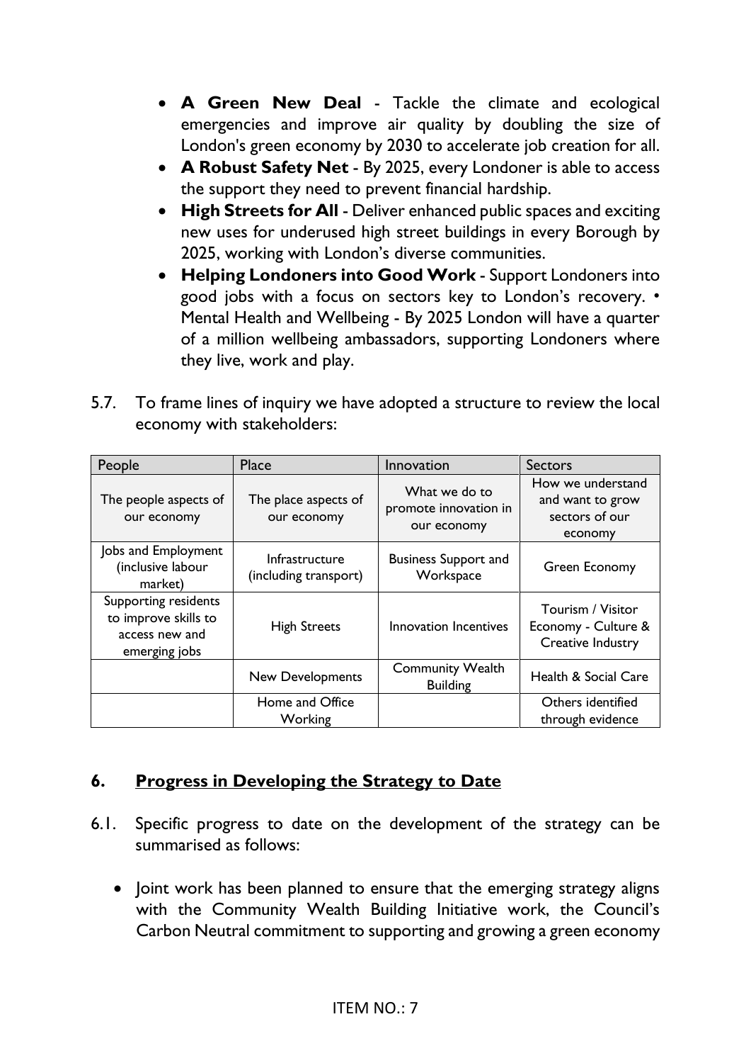- **A Green New Deal** - Tackle the climate and ecological emergencies and improve air quality by doubling the size of London's green economy by 2030 to accelerate job creation for all.
- **A Robust Safety Net** - By 2025, every Londoner is able to access the support they need to prevent financial hardship.
- **High Streets for All** - Deliver enhanced public spaces and exciting new uses for underused high street buildings in every Borough by 2025, working with London's diverse communities.
- **Helping Londoners into Good Work** - Support Londoners into good jobs with a focus on sectors key to London's recovery. • Mental Health and Wellbeing - By 2025 London will have a quarter of a million wellbeing ambassadors, supporting Londoners where they live, work and play.

5.7. To frame lines of inquiry we have adopted a structure to review the local economy with stakeholders:

| People | Place | Innovation | Sectors |
|---|---|---|---|
| The people aspects of our economy | The place aspects of our economy | What we do to promote innovation in our economy | How we understand and want to grow sectors of our economy |
| Jobs and Employment (inclusive labour market) | Infrastructure (including transport) | Business Support and Workspace | Green Economy |
| Supporting residents to improve skills to access new and emerging jobs | High Streets | Innovation Incentives | Tourism / Visitor Economy - Culture & Creative Industry |
| | New Developments | Community Wealth Building | Health & Social Care |
| | Home and Office Working | | Others identified through evidence |

## 6. Progress in Developing the Strategy to Date

6.1. Specific progress to date on the development of the strategy can be summarised as follows:

- Joint work has been planned to ensure that the emerging strategy aligns with the Community Wealth Building Initiative work, the Council's Carbon Neutral commitment to supporting and growing a green economy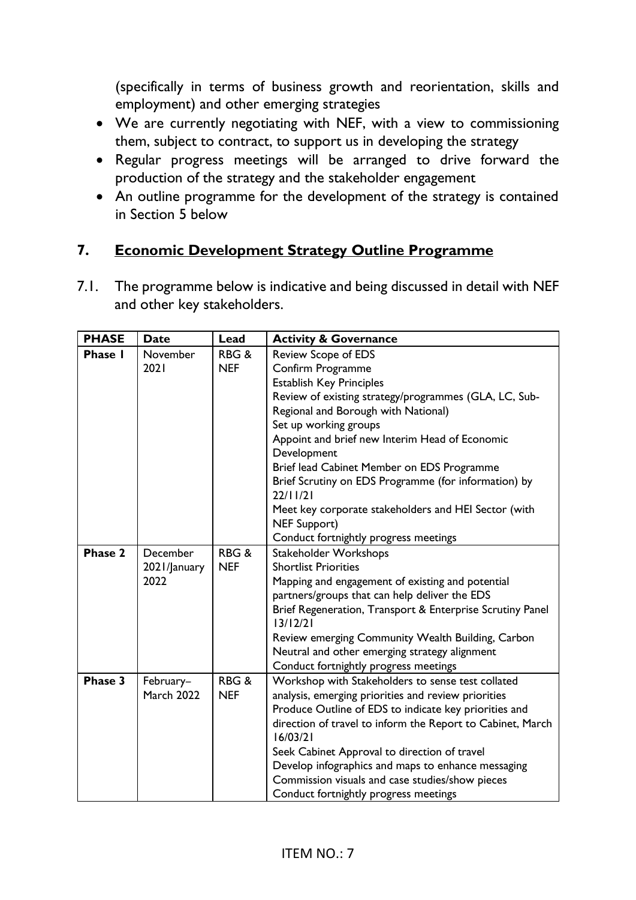(specifically in terms of business growth and reorientation, skills and employment) and other emerging strategies

- We are currently negotiating with NEF, with a view to commissioning them, subject to contract, to support us in developing the strategy
- Regular progress meetings will be arranged to drive forward the production of the strategy and the stakeholder engagement
- An outline programme for the development of the strategy is contained in Section 5 below

## 7. Economic Development Strategy Outline Programme

7.1. The programme below is indicative and being discussed in detail with NEF and other key stakeholders.

| PHASE | Date | Lead | Activity & Governance |
|---|---|---|---|
| **Phase 1** | November 2021 | RBG & NEF | Review Scope of EDS<br>Confirm Programme<br>Establish Key Principles<br>Review of existing strategy/programmes (GLA, LC, Sub-Regional and Borough with National)<br>Set up working groups<br>Appoint and brief new Interim Head of Economic Development<br>Brief lead Cabinet Member on EDS Programme<br>Brief Scrutiny on EDS Programme (for information) by 22/11/21<br>Meet key corporate stakeholders and HEI Sector (with NEF Support)<br>Conduct fortnightly progress meetings |
| **Phase 2** | December 2021/January 2022 | RBG & NEF | Stakeholder Workshops<br>Shortlist Priorities<br>Mapping and engagement of existing and potential partners/groups that can help deliver the EDS<br>Brief Regeneration, Transport & Enterprise Scrutiny Panel 13/12/21<br>Review emerging Community Wealth Building, Carbon Neutral and other emerging strategy alignment<br>Conduct fortnightly progress meetings |
| **Phase 3** | February–March 2022 | RBG & NEF | Workshop with Stakeholders to sense test collated analysis, emerging priorities and review priorities<br>Produce Outline of EDS to indicate key priorities and direction of travel to inform the Report to Cabinet, March 16/03/21<br>Seek Cabinet Approval to direction of travel<br>Develop infographics and maps to enhance messaging<br>Commission visuals and case studies/show pieces<br>Conduct fortnightly progress meetings |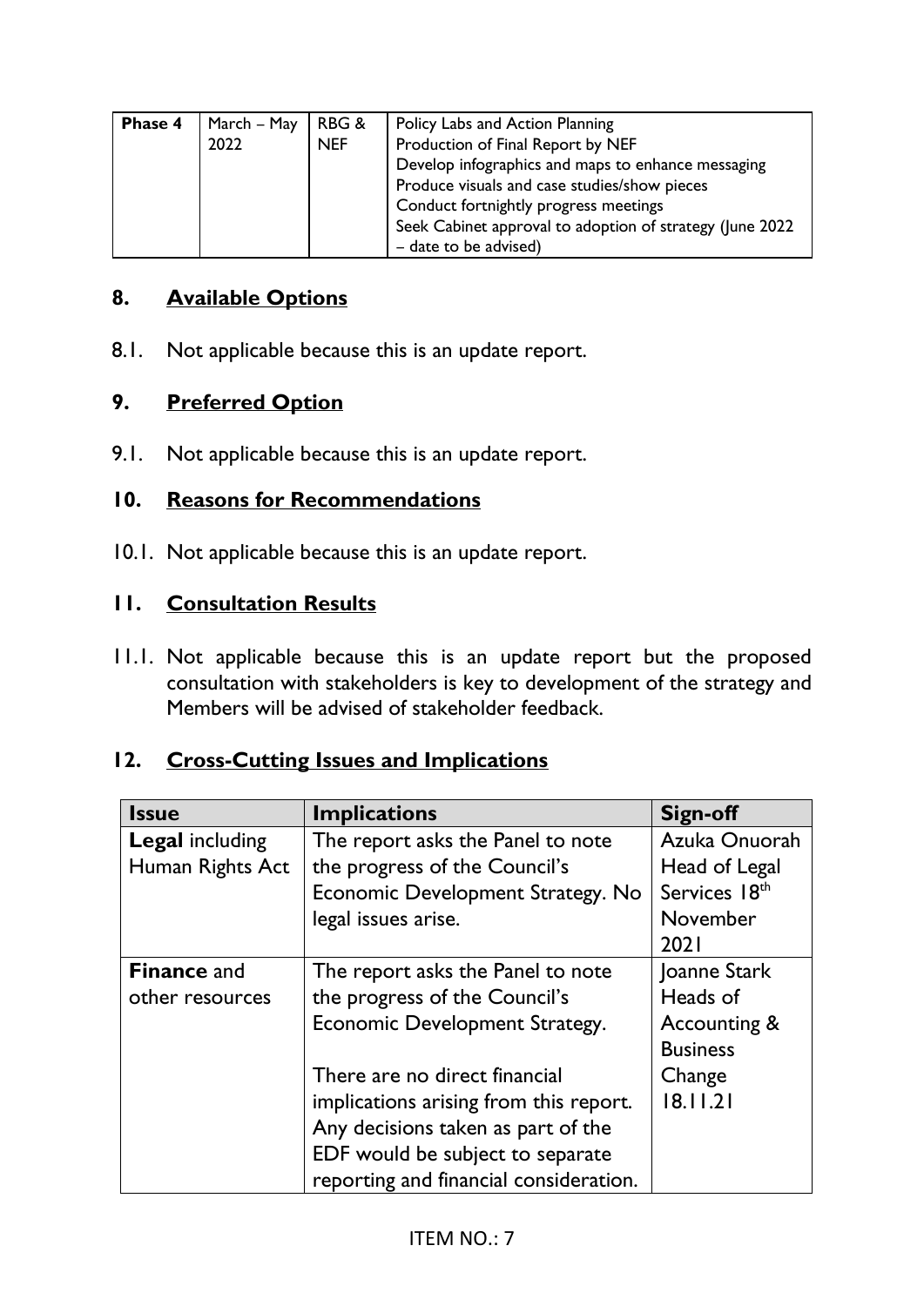| Phase 4 | March – May 2022 | RBG & NEF | Policy Labs and Action Planning<br>Production of Final Report by NEF<br>Develop infographics and maps to enhance messaging<br>Produce visuals and case studies/show pieces<br>Conduct fortnightly progress meetings<br>Seek Cabinet approval to adoption of strategy (June 2022 – date to be advised) |
|---|---|---|---|

## 8. Available Options

8.1. Not applicable because this is an update report.

## 9. Preferred Option

9.1. Not applicable because this is an update report.

## 10. Reasons for Recommendations

10.1. Not applicable because this is an update report.

## 11. Consultation Results

11.1. Not applicable because this is an update report but the proposed consultation with stakeholders is key to development of the strategy and Members will be advised of stakeholder feedback.

## 12. Cross-Cutting Issues and Implications

| Issue | Implications | Sign-off |
|---|---|---|
| **Legal** including Human Rights Act | The report asks the Panel to note the progress of the Council's Economic Development Strategy. No legal issues arise. | Azuka Onuorah Head of Legal Services 18th November 2021 |
| **Finance** and other resources | The report asks the Panel to note the progress of the Council's Economic Development Strategy.<br><br>There are no direct financial implications arising from this report. Any decisions taken as part of the EDF would be subject to separate reporting and financial consideration. | Joanne Stark Heads of Accounting & Business Change 18.11.21 |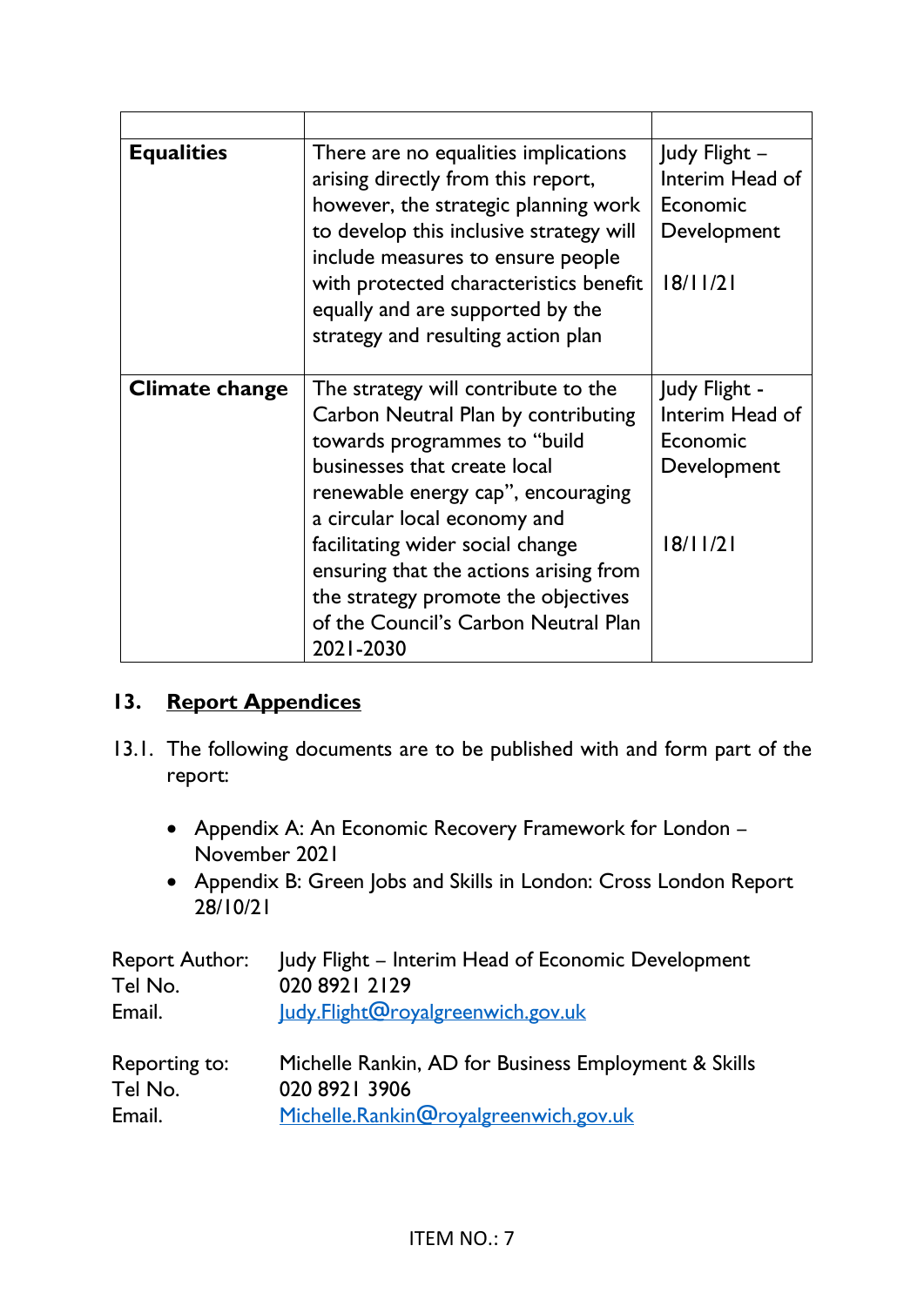| | | |
|---|---|---|
| **Equalities** | There are no equalities implications arising directly from this report, however, the strategic planning work to develop this inclusive strategy will include measures to ensure people with protected characteristics benefit equally and are supported by the strategy and resulting action plan | Judy Flight – Interim Head of Economic Development<br><br>18/11/21 |
| **Climate change** | The strategy will contribute to the Carbon Neutral Plan by contributing towards programmes to "build businesses that create local renewable energy cap", encouraging a circular local economy and facilitating wider social change ensuring that the actions arising from the strategy promote the objectives of the Council's Carbon Neutral Plan 2021-2030 | Judy Flight - Interim Head of Economic Development<br><br>18/11/21 |

## 13. Report Appendices

13.1. The following documents are to be published with and form part of the report:

- Appendix A: An Economic Recovery Framework for London – November 2021
- Appendix B: Green Jobs and Skills in London: Cross London Report 28/10/21

Report Author: Judy Flight – Interim Head of Economic Development
Tel No. 020 8921 2129
Email. Judy.Flight@royalgreenwich.gov.uk

Reporting to: Michelle Rankin, AD for Business Employment & Skills
Tel No. 020 8921 3906
Email. Michelle.Rankin@royalgreenwich.gov.uk

ITEM NO.: 7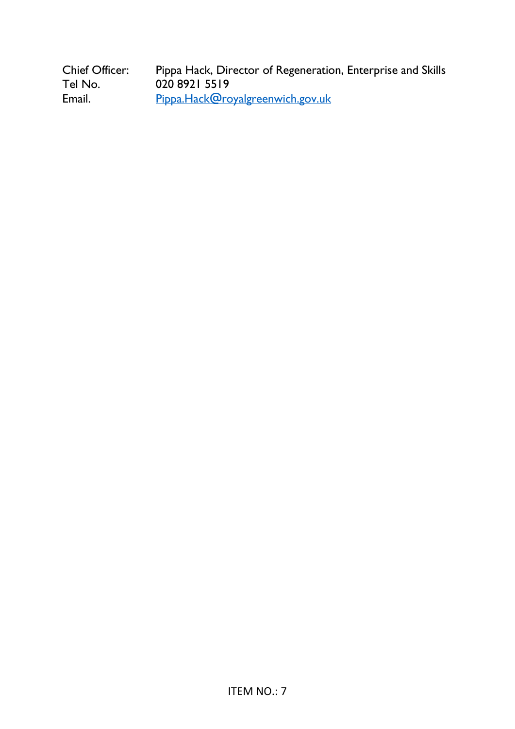| | |
|---|---|
| Chief Officer: | Pippa Hack, Director of Regeneration, Enterprise and Skills |
| Tel No. | 020 8921 5519 |
| Email. | Pippa.Hack@royalgreenwich.gov.uk |